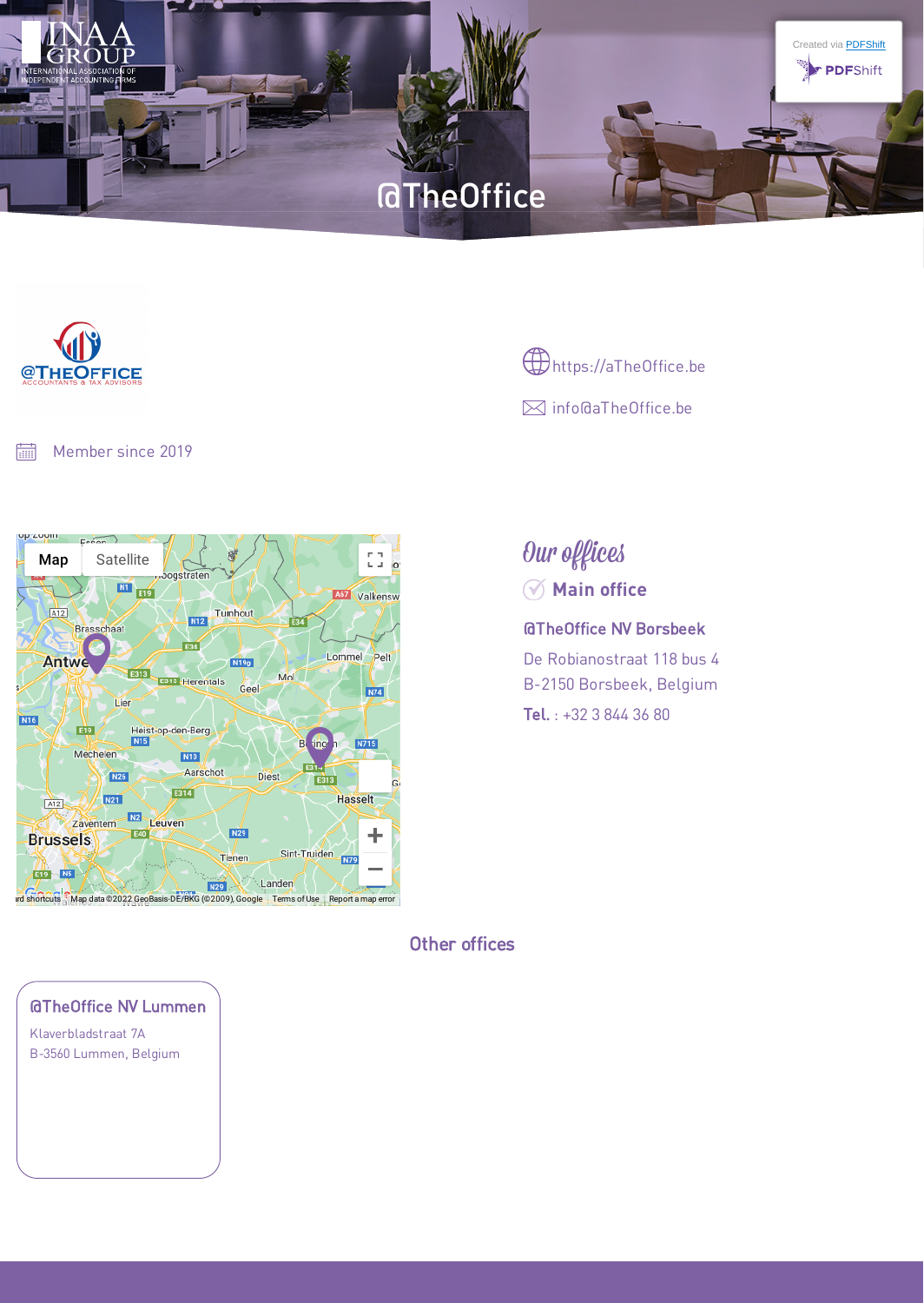# @TheOffice

https://aTheOffice.be

info@aTheOffice.be

Member since 2019

## Our offices

### Main office

**@TheOffice NV Borsbeek**

De Robianostraat 118 bus 4
B-2150 Borsbeek, Belgium

**Tel.** : +32 3 844 36 80

## Other offices

**@TheOffice NV Lummen**

Klaverbladstraat 7A
B-3560 Lummen, Belgium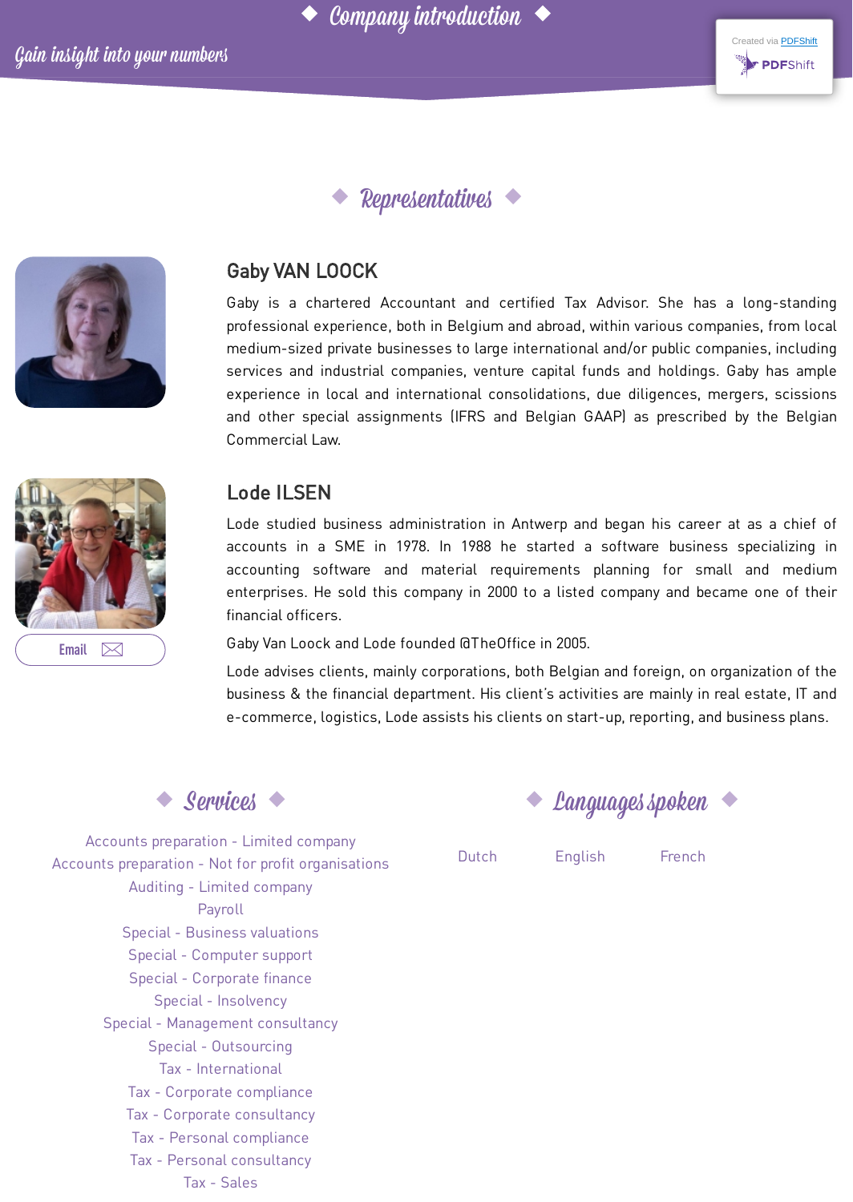# Company introduction

*Gain insight into your numbers*

## Representatives

### Gaby VAN LOOCK

Gaby is a chartered Accountant and certified Tax Advisor. She has a long-standing professional experience, both in Belgium and abroad, within various companies, from local medium-sized private businesses to large international and/or public companies, including services and industrial companies, venture capital funds and holdings. Gaby has ample experience in local and international consolidations, due diligences, mergers, scissions and other special assignments (IFRS and Belgian GAAP) as prescribed by the Belgian Commercial Law.

### Lode ILSEN

Email

Lode studied business administration in Antwerp and began his career at as a chief of accounts in a SME in 1978. In 1988 he started a software business specializing in accounting software and material requirements planning for small and medium enterprises. He sold this company in 2000 to a listed company and became one of their financial officers.

Gaby Van Loock and Lode founded @TheOffice in 2005.

Lode advises clients, mainly corporations, both Belgian and foreign, on organization of the business & the financial department. His client's activities are mainly in real estate, IT and e-commerce, logistics, Lode assists his clients on start-up, reporting, and business plans.

## Services

- Accounts preparation - Limited company
- Accounts preparation - Not for profit organisations
- Auditing - Limited company
- Payroll
- Special - Business valuations
- Special - Computer support
- Special - Corporate finance
- Special - Insolvency
- Special - Management consultancy
- Special - Outsourcing
- Tax - International
- Tax - Corporate compliance
- Tax - Corporate consultancy
- Tax - Personal compliance
- Tax - Personal consultancy
- Tax - Sales

## Languages spoken

- Dutch
- English
- French